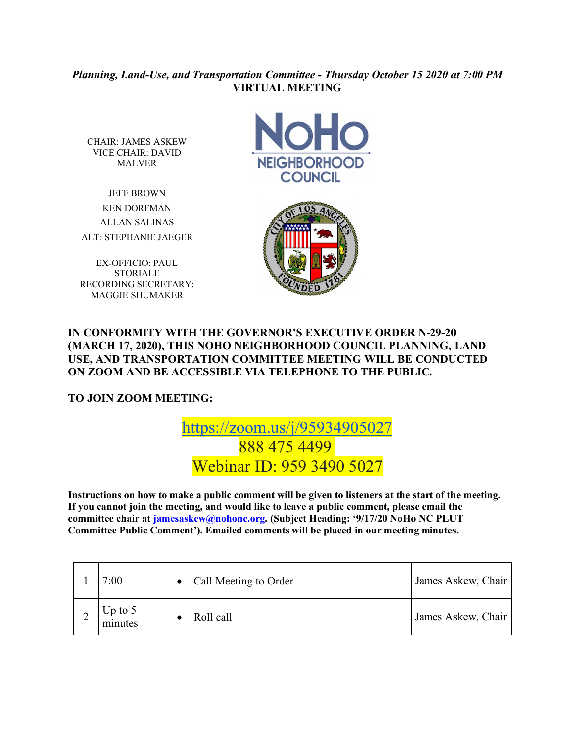*Planning, Land-Use, and Transportation Committee - Thursday October 15 2020 at 7:00 PM*

**VIRTUAL MEETING**

CHAIR: JAMES ASKEW
VICE CHAIR: DAVID MALVER

JEFF BROWN
KEN DORFMAN
ALLAN SALINAS
ALT: STEPHANIE JAEGER

EX-OFFICIO: PAUL STORIALE
RECORDING SECRETARY: MAGGIE SHUMAKER

**IN CONFORMITY WITH THE GOVERNOR'S EXECUTIVE ORDER N-29-20 (MARCH 17, 2020), THIS NOHO NEIGHBORHOOD COUNCIL PLANNING, LAND USE, AND TRANSPORTATION COMMITTEE MEETING WILL BE CONDUCTED ON ZOOM AND BE ACCESSIBLE VIA TELEPHONE TO THE PUBLIC.**

**TO JOIN ZOOM MEETING:**

https://zoom.us/j/95934905027
888 475 4499
Webinar ID: 959 3490 5027

**Instructions on how to make a public comment will be given to listeners at the start of the meeting. If you cannot join the meeting, and would like to leave a public comment, please email the committee chair at jamesaskew@nohonc.org. (Subject Heading: '9/17/20 NoHo NC PLUT Committee Public Comment'). Emailed comments will be placed in our meeting minutes.**

| | | | |
|---|---|---|---|
| 1 | 7:00 | • Call Meeting to Order | James Askew, Chair |
| 2 | Up to 5 minutes | • Roll call | James Askew, Chair |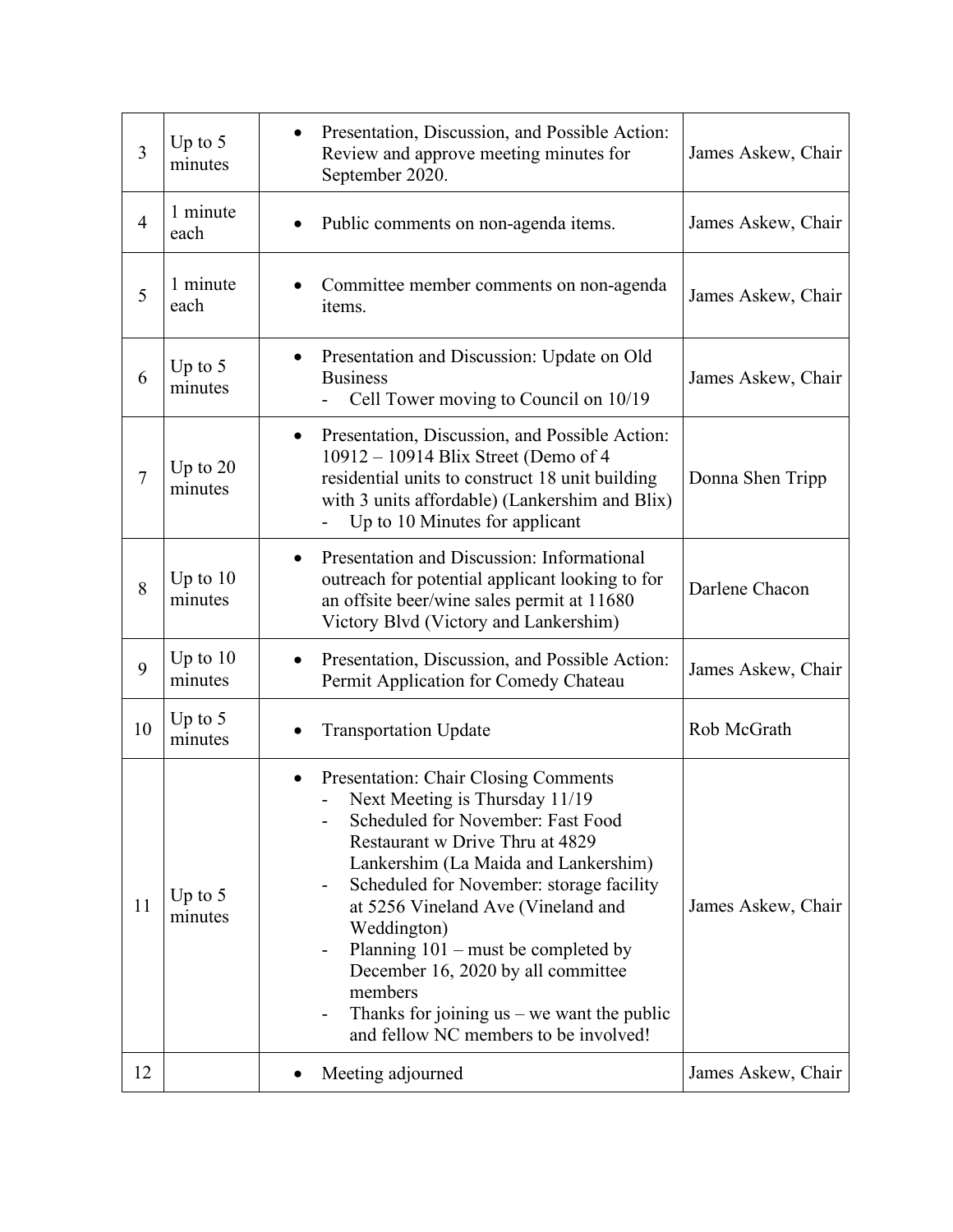| 3 | Up to 5 minutes | • Presentation, Discussion, and Possible Action: Review and approve meeting minutes for September 2020. | James Askew, Chair |
|---|---|---|---|
| 4 | 1 minute each | • Public comments on non-agenda items. | James Askew, Chair |
| 5 | 1 minute each | • Committee member comments on non-agenda items. | James Askew, Chair |
| 6 | Up to 5 minutes | • Presentation and Discussion: Update on Old Business<br>- Cell Tower moving to Council on 10/19 | James Askew, Chair |
| 7 | Up to 20 minutes | • Presentation, Discussion, and Possible Action: 10912 – 10914 Blix Street (Demo of 4 residential units to construct 18 unit building with 3 units affordable) (Lankershim and Blix)<br>- Up to 10 Minutes for applicant | Donna Shen Tripp |
| 8 | Up to 10 minutes | • Presentation and Discussion: Informational outreach for potential applicant looking to for an offsite beer/wine sales permit at 11680 Victory Blvd (Victory and Lankershim) | Darlene Chacon |
| 9 | Up to 10 minutes | • Presentation, Discussion, and Possible Action: Permit Application for Comedy Chateau | James Askew, Chair |
| 10 | Up to 5 minutes | • Transportation Update | Rob McGrath |
| 11 | Up to 5 minutes | • Presentation: Chair Closing Comments<br>- Next Meeting is Thursday 11/19<br>- Scheduled for November: Fast Food Restaurant w Drive Thru at 4829 Lankershim (La Maida and Lankershim)<br>- Scheduled for November: storage facility at 5256 Vineland Ave (Vineland and Weddington)<br>- Planning 101 – must be completed by December 16, 2020 by all committee members<br>- Thanks for joining us – we want the public and fellow NC members to be involved! | James Askew, Chair |
| 12 | | • Meeting adjourned | James Askew, Chair |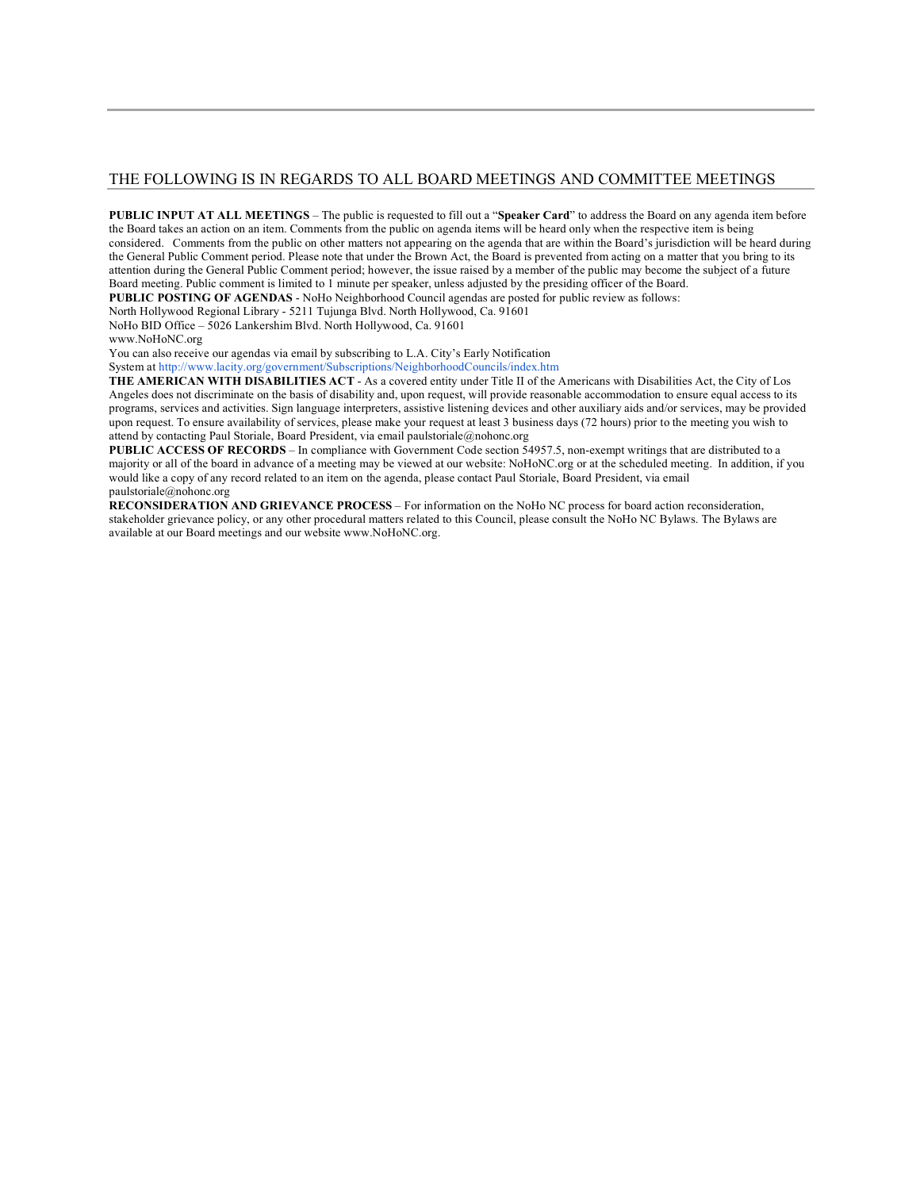---

## THE FOLLOWING IS IN REGARDS TO ALL BOARD MEETINGS AND COMMITTEE MEETINGS

**PUBLIC INPUT AT ALL MEETINGS** – The public is requested to fill out a "**Speaker Card**" to address the Board on any agenda item before the Board takes an action on an item. Comments from the public on agenda items will be heard only when the respective item is being considered. Comments from the public on other matters not appearing on the agenda that are within the Board's jurisdiction will be heard during the General Public Comment period. Please note that under the Brown Act, the Board is prevented from acting on a matter that you bring to its attention during the General Public Comment period; however, the issue raised by a member of the public may become the subject of a future Board meeting. Public comment is limited to 1 minute per speaker, unless adjusted by the presiding officer of the Board.

**PUBLIC POSTING OF AGENDAS** - NoHo Neighborhood Council agendas are posted for public review as follows:
North Hollywood Regional Library - 5211 Tujunga Blvd. North Hollywood, Ca. 91601
NoHo BID Office – 5026 Lankershim Blvd. North Hollywood, Ca. 91601
www.NoHoNC.org
You can also receive our agendas via email by subscribing to L.A. City's Early Notification System at http://www.lacity.org/government/Subscriptions/NeighborhoodCouncils/index.htm

**THE AMERICAN WITH DISABILITIES ACT** - As a covered entity under Title II of the Americans with Disabilities Act, the City of Los Angeles does not discriminate on the basis of disability and, upon request, will provide reasonable accommodation to ensure equal access to its programs, services and activities. Sign language interpreters, assistive listening devices and other auxiliary aids and/or services, may be provided upon request. To ensure availability of services, please make your request at least 3 business days (72 hours) prior to the meeting you wish to attend by contacting Paul Storiale, Board President, via email paulstoriale@nohonc.org

**PUBLIC ACCESS OF RECORDS** – In compliance with Government Code section 54957.5, non-exempt writings that are distributed to a majority or all of the board in advance of a meeting may be viewed at our website: NoHoNC.org or at the scheduled meeting. In addition, if you would like a copy of any record related to an item on the agenda, please contact Paul Storiale, Board President, via email paulstoriale@nohonc.org

**RECONSIDERATION AND GRIEVANCE PROCESS** – For information on the NoHo NC process for board action reconsideration, stakeholder grievance policy, or any other procedural matters related to this Council, please consult the NoHo NC Bylaws. The Bylaws are available at our Board meetings and our website www.NoHoNC.org.